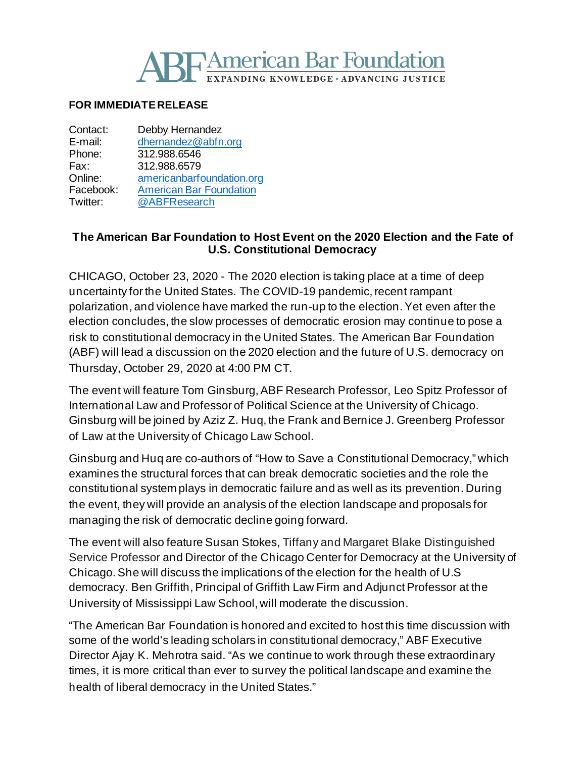# ABF American Bar Foundation

EXPANDING KNOWLEDGE • ADVANCING JUSTICE

**FOR IMMEDIATE RELEASE**

| | |
|---|---|
| Contact: | Debby Hernandez |
| E-mail: | dhernandez@abfn.org |
| Phone: | 312.988.6546 |
| Fax: | 312.988.6579 |
| Online: | americanbarfoundation.org |
| Facebook: | American Bar Foundation |
| Twitter: | @ABFResearch |

## The American Bar Foundation to Host Event on the 2020 Election and the Fate of U.S. Constitutional Democracy

CHICAGO, October 23, 2020 - The 2020 election is taking place at a time of deep uncertainty for the United States. The COVID-19 pandemic, recent rampant polarization, and violence have marked the run-up to the election. Yet even after the election concludes, the slow processes of democratic erosion may continue to pose a risk to constitutional democracy in the United States. The American Bar Foundation (ABF) will lead a discussion on the 2020 election and the future of U.S. democracy on Thursday, October 29, 2020 at 4:00 PM CT.

The event will feature Tom Ginsburg, ABF Research Professor, Leo Spitz Professor of International Law and Professor of Political Science at the University of Chicago. Ginsburg will be joined by Aziz Z. Huq, the Frank and Bernice J. Greenberg Professor of Law at the University of Chicago Law School.

Ginsburg and Huq are co-authors of "How to Save a Constitutional Democracy," which examines the structural forces that can break democratic societies and the role the constitutional system plays in democratic failure and as well as its prevention. During the event, they will provide an analysis of the election landscape and proposals for managing the risk of democratic decline going forward.

The event will also feature Susan Stokes, Tiffany and Margaret Blake Distinguished Service Professor and Director of the Chicago Center for Democracy at the University of Chicago. She will discuss the implications of the election for the health of U.S democracy. Ben Griffith, Principal of Griffith Law Firm and Adjunct Professor at the University of Mississippi Law School, will moderate the discussion.

"The American Bar Foundation is honored and excited to host this time discussion with some of the world's leading scholars in constitutional democracy," ABF Executive Director Ajay K. Mehrotra said. "As we continue to work through these extraordinary times, it is more critical than ever to survey the political landscape and examine the health of liberal democracy in the United States."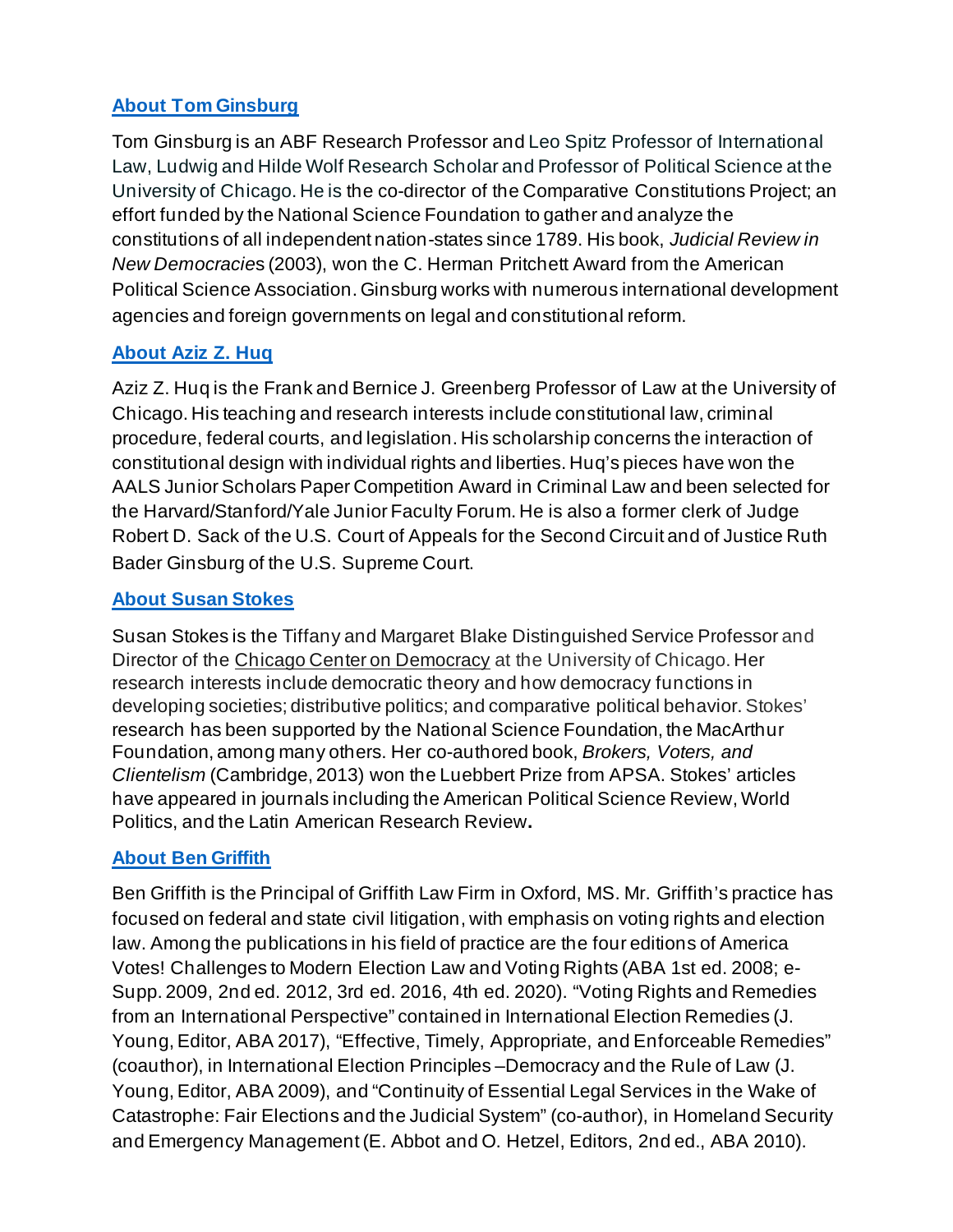### [About Tom Ginsburg]

Tom Ginsburg is an ABF Research Professor and Leo Spitz Professor of International Law, Ludwig and Hilde Wolf Research Scholar and Professor of Political Science at the University of Chicago. He is the co-director of the Comparative Constitutions Project; an effort funded by the National Science Foundation to gather and analyze the constitutions of all independent nation-states since 1789. His book, *Judicial Review in New Democracies* (2003), won the C. Herman Pritchett Award from the American Political Science Association. Ginsburg works with numerous international development agencies and foreign governments on legal and constitutional reform.

### [About Aziz Z. Huq]

Aziz Z. Huq is the Frank and Bernice J. Greenberg Professor of Law at the University of Chicago. His teaching and research interests include constitutional law, criminal procedure, federal courts, and legislation. His scholarship concerns the interaction of constitutional design with individual rights and liberties. Huq's pieces have won the AALS Junior Scholars Paper Competition Award in Criminal Law and been selected for the Harvard/Stanford/Yale Junior Faculty Forum. He is also a former clerk of Judge Robert D. Sack of the U.S. Court of Appeals for the Second Circuit and of Justice Ruth Bader Ginsburg of the U.S. Supreme Court.

### [About Susan Stokes]

Susan Stokes is the Tiffany and Margaret Blake Distinguished Service Professor and Director of the Chicago Center on Democracy at the University of Chicago. Her research interests include democratic theory and how democracy functions in developing societies; distributive politics; and comparative political behavior. Stokes' research has been supported by the National Science Foundation, the MacArthur Foundation, among many others. Her co-authored book, *Brokers, Voters, and Clientelism* (Cambridge, 2013) won the Luebbert Prize from APSA. Stokes' articles have appeared in journals including the American Political Science Review, World Politics, and the Latin American Research Review**.**

### [About Ben Griffith]

Ben Griffith is the Principal of Griffith Law Firm in Oxford, MS. Mr. Griffith's practice has focused on federal and state civil litigation, with emphasis on voting rights and election law. Among the publications in his field of practice are the four editions of America Votes! Challenges to Modern Election Law and Voting Rights (ABA 1st ed. 2008; e-Supp. 2009, 2nd ed. 2012, 3rd ed. 2016, 4th ed. 2020). "Voting Rights and Remedies from an International Perspective" contained in International Election Remedies (J. Young, Editor, ABA 2017), "Effective, Timely, Appropriate, and Enforceable Remedies" (coauthor), in International Election Principles –Democracy and the Rule of Law (J. Young, Editor, ABA 2009), and "Continuity of Essential Legal Services in the Wake of Catastrophe: Fair Elections and the Judicial System" (co-author), in Homeland Security and Emergency Management (E. Abbot and O. Hetzel, Editors, 2nd ed., ABA 2010).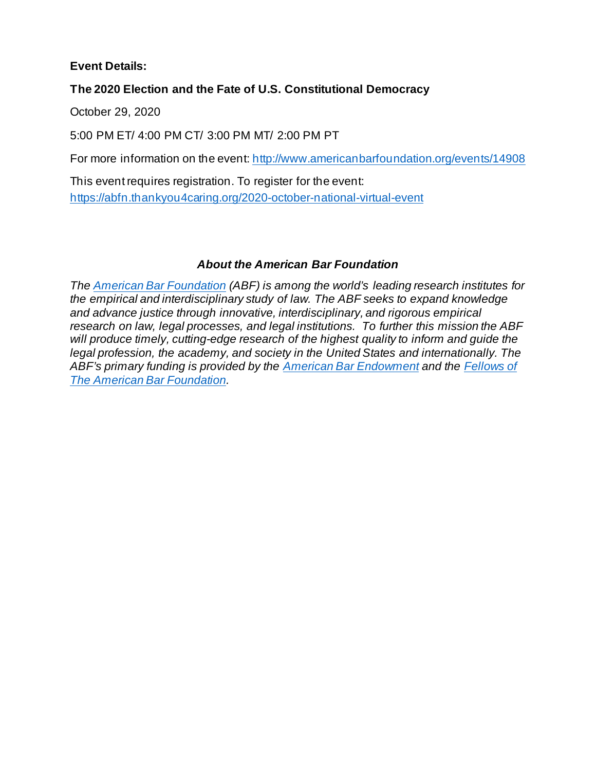**Event Details:**

**The 2020 Election and the Fate of U.S. Constitutional Democracy**

October 29, 2020

5:00 PM ET/ 4:00 PM CT/ 3:00 PM MT/ 2:00 PM PT

For more information on the event: http://www.americanbarfoundation.org/events/14908

This event requires registration. To register for the event:
https://abfn.thankyou4caring.org/2020-october-national-virtual-event

***About the American Bar Foundation***

*The American Bar Foundation (ABF) is among the world's leading research institutes for the empirical and interdisciplinary study of law. The ABF seeks to expand knowledge and advance justice through innovative, interdisciplinary, and rigorous empirical research on law, legal processes, and legal institutions. To further this mission the ABF will produce timely, cutting-edge research of the highest quality to inform and guide the legal profession, the academy, and society in the United States and internationally. The ABF's primary funding is provided by the American Bar Endowment and the Fellows of The American Bar Foundation.*